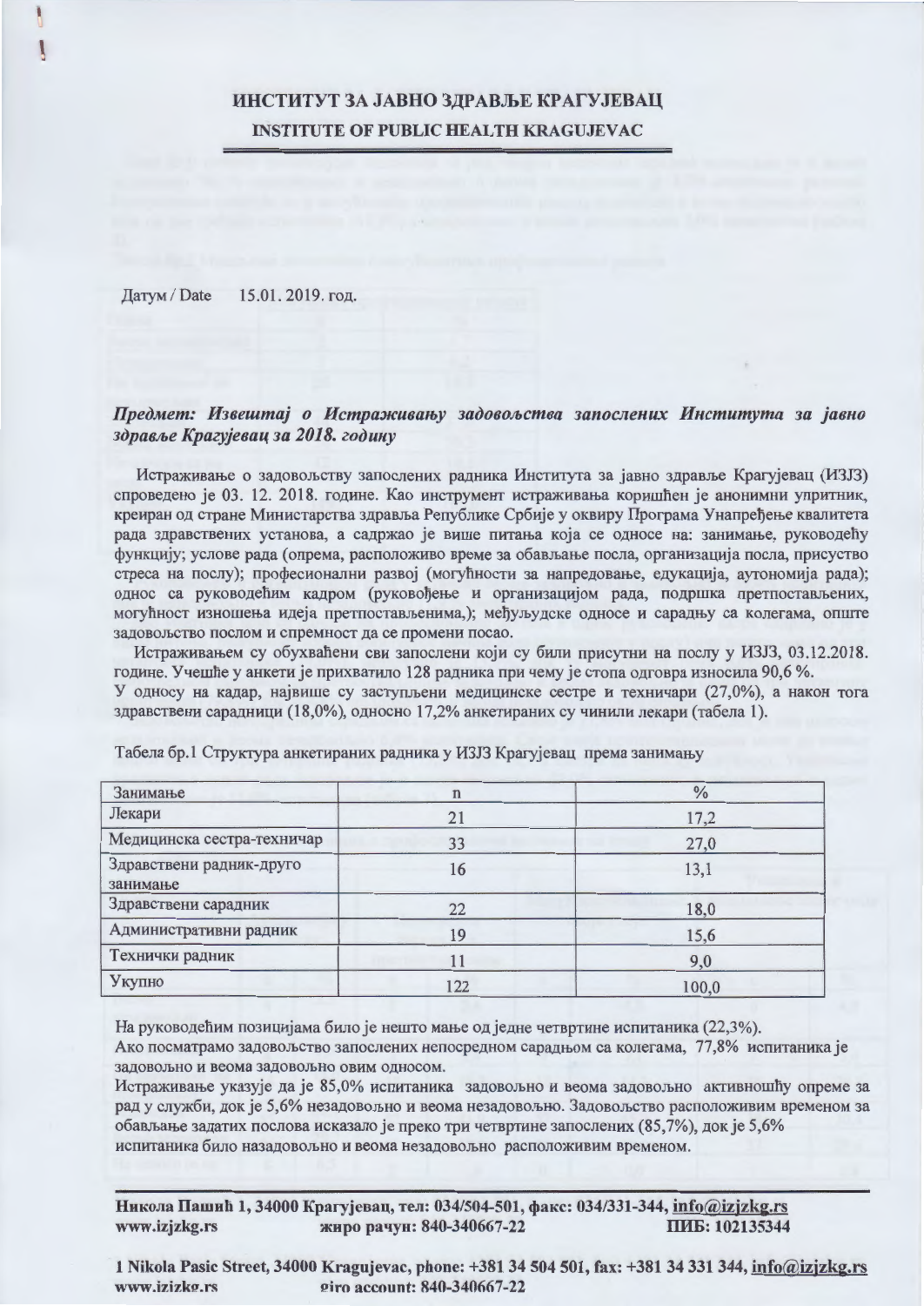# ИНСТИТУТ ЗА ЈАВНО ЗДРАВЉЕ КРАГУЈЕВАЦ

## INSTITUTE OF PUBLIC HEALTH KRAGUJEVAC

Датум / Date 15.01. 2019. год.

***Предмет: Извештај о Истраживању задовољства запослених Института за јавно здравље Крагујевац за 2018. годину***

Истраживање о задовољству запослених радника Института за јавно здравље Крагујевац (ИЗЈЗ) спроведено је 03. 12. 2018. године. Као инструмент истраживања коришћен је анонимни упитник, креиран од стране Министарства здравља Републике Србије у оквиру Програма Унапређење квалитета рада здравствених установа, а садржао је више питања која се односе на: занимање, руководећу функцију; услове рада (опрема, расположиво време за обављање посла, организација посла, присуство стреса на послу); професионални развој (могућности за напредовање, едукација, аутономија рада); однос са руководећим кадром (руковођење и организацијом рада, подршка претпостављених, могућност изношења идеја претпостављенима,); међуљудске односе и сарадњу са колегама, опште задовољство послом и спремност да се промени посао.

Истраживањем су обухваћени сви запослени који су били присутни на послу у ИЗЈЗ, 03.12.2018. године. Учешће у анкети је прихватило 128 радника при чему је стопа одговра износила 90,6 %.
У односу на кадар, највише су заступљени медицинске сестре и техничари (27,0%), а након тога здравствени сарадници (18,0%), односно 17,2% анкетираних су чинили лекари (табела 1).

Табела бр.1 Структура анкетираних радника у ИЗЈЗ Крагујевац према занимању

| Занимање | n | % |
|---|---|---|
| Лекари | 21 | 17,2 |
| Медицинска сестра-техничар | 33 | 27,0 |
| Здравствени радник-друго занимање | 16 | 13,1 |
| Здравствени сарадник | 22 | 18,0 |
| Административни радник | 19 | 15,6 |
| Технички радник | 11 | 9,0 |
| Укупно | 122 | 100,0 |

На руководећим позицијама било је нешто мање од једне четвртине испитаника (22,3%).
Ако посматрамо задовољство запослених непосредном сарадњом са колегама, 77,8% испитаника је задовољно и веома задовољно овим односом.
Истраживање указује да је 85,0% испитаника задовољно и веома задовољно активношћу опреме за рад у служби, док је 5,6% незадовољно и веома незадовољно. Задовољство расположивим временом за обављање задатих послова исказало је преко три четвртине запослених (85,7%), док је 5,6% испитаника било назадовољно и веома незадовољно расположивим временом.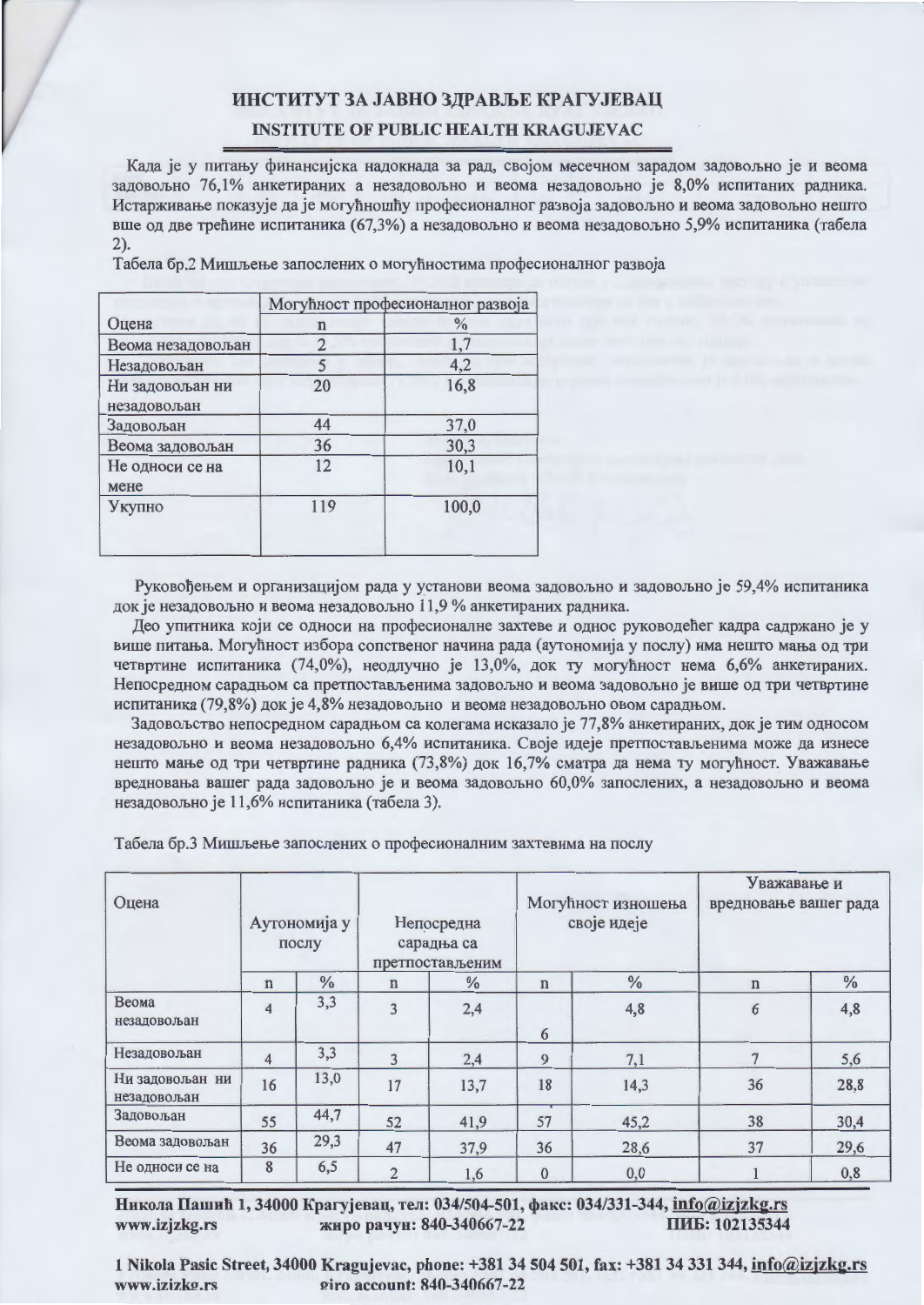Када је у питању финансијска надокнада за рад, својом месечном зарадом задовољно је и веома задовољно 76,1% анкетираних а незадовољно и веома незадовољно је 8,0% испитаних радника. Истарживање показује да је могућношћу професионалног развоја задовољно и веома задовољно нешто више од две трећине испитаника (67,3%) а незадовољно и веома незадовољно 5,9% испитаника (табела 2).

Табела бр.2 Мишљење запослених о могућностима професионалног развоја

| | Могућност професионалног развоја | |
|---|---|---|
| Оцена | n | % |
| Веома незадовољан | 2 | 1,7 |
| Незадовољан | 5 | 4,2 |
| Ни задовољан ни незадовољан | 20 | 16,8 |
| Задовољан | 44 | 37,0 |
| Веома задовољан | 36 | 30,3 |
| Не односи се на мене | 12 | 10,1 |
| Укупно | 119 | 100,0 |

Руковођењем и организацијом рада у установи веома задовољно и задовољно је 59,4% испитаника док је незадовољно и веома незадовољно 11,9 % анкетираних радника.

Део упитника који се односи на професионалне захтеве и однос руководећег кадра садржано је у више питања. Могућност избора сопственог начина рада (аутономија у послу) има нешто мања од три четвртине испитаника (74,0%), неодлучно је 13,0%, док ту могућност нема 6,6% анкетираних. Непосредном сарадњом са претпостављенима задовољно и веома задовољно је више од три четвртине испитаника (79,8%) док је 4,8% незадовољно и веома незадовољно овом сарадњом.

Задовољство непосредном сарадњом са колегама исказало је 77,8% анкетираних, док је тим односом незадовољно и веома незадовољно 6,4% испитаника. Своје идеје претпостављенима може да изнесе нешто мање од три четвртине радника (73,8%) док 16,7% сматра да нема ту могућност. Уважавање вредновања вашег рада задовољно је и веома задовољно 60,0% запослених, а незадовољно и веома незадовољно је 11,6% испитаника (табела 3).

Табела бр.3 Мишљење запослених о професионалним захтевима на послу

| Оцена | Аутономија у послу | | Непосредна сарадња са претпостављеним | | Могућност изношења своје идеје | | Уважавање и вредновање вашег рада | |
|---|---|---|---|---|---|---|---|---|
| | n | % | n | % | n | % | n | % |
| Веома незадовољан | 4 | 3,3 | 3 | 2,4 | 6 | 4,8 | 6 | 4,8 |
| Незадовољан | 4 | 3,3 | 3 | 2,4 | 9 | 7,1 | 7 | 5,6 |
| Ни задовољан ни незадовољан | 16 | 13,0 | 17 | 13,7 | 18 | 14,3 | 36 | 28,8 |
| Задовољан | 55 | 44,7 | 52 | 41,9 | 57 | 45,2 | 38 | 30,4 |
| Веома задовољан | 36 | 29,3 | 47 | 37,9 | 36 | 28,6 | 37 | 29,6 |
| Не односи се на | 8 | 6,5 | 2 | 1,6 | 0 | 0,0 | 1 | 0,8 |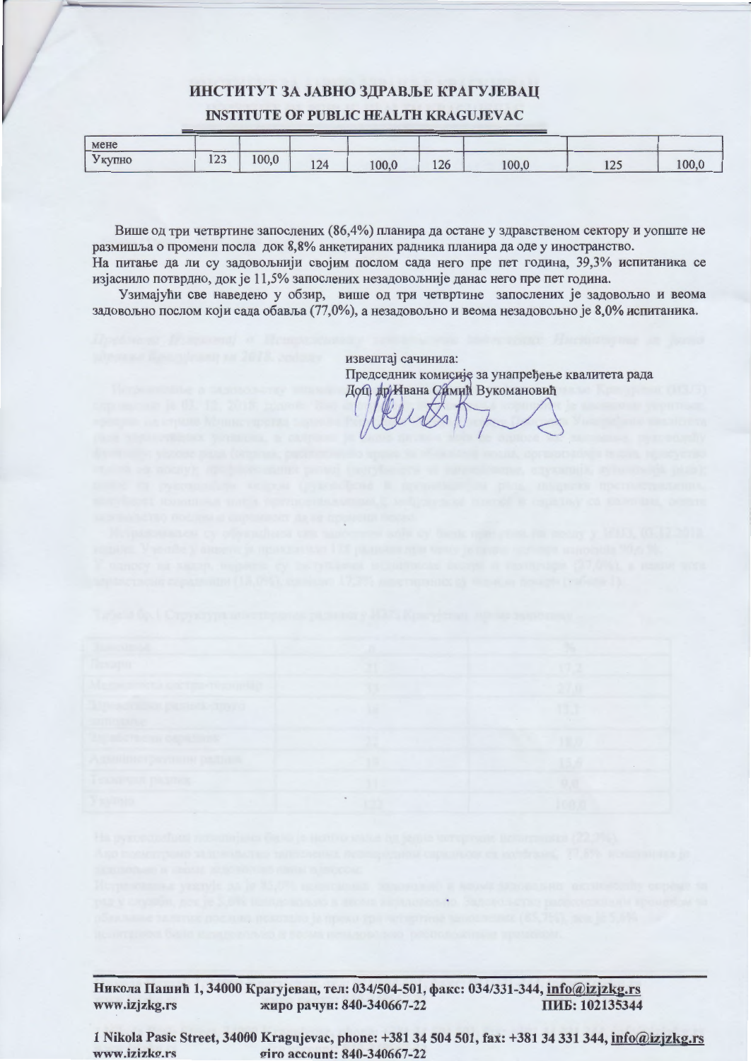**ИНСТИТУТ ЗА ЈАВНО ЗДРАВЉЕ КРАГУЈЕВАЦ**
**INSTITUTE OF PUBLIC HEALTH KRAGUJEVAC**

| | | | | | | | | |
|---|---|---|---|---|---|---|---|---|
| мене | | | | | | | | |
| Укупно | 123 | 100,0 | 124 | 100,0 | 126 | 100,0 | 125 | 100,0 |

Више од три четвртине запослених (86,4%) планира да остане у здравственом сектору и уопште не размишља о промени посла док 8,8% анкетираних радника планира да оде у иностранство.
На питање да ли су задовољнији својим послом сада него пре пет година, 39,3% испитаника се изјаснило потврдно, док је 11,5% запослених незадовољније данас него пре пет година.

Узимајући све наведено у обзир, више од три четвртине запослених је задовољно и веома задовољно послом који сада обавља (77,0%), а незадовољно и веома незадовољно је 8,0% испитаника.

извештај сачинила:
Председник комисије за унапређење квалитета рада
Доц. др Ивана Симић Вукомановић

**Никола Пашић 1, 34000 Крагујевац, тел: 034/504-501, факс: 034/331-344, info@izjzkg.rs**
**www.izjzkg.rs жиро рачун: 840-340667-22 ПИБ: 102135344**

**1 Nikola Pasic Street, 34000 Kragujevac, phone: +381 34 504 501, fax: +381 34 331 344, info@izjzkg.rs**
**www.izjzkg.rs giro account: 840-340667-22**